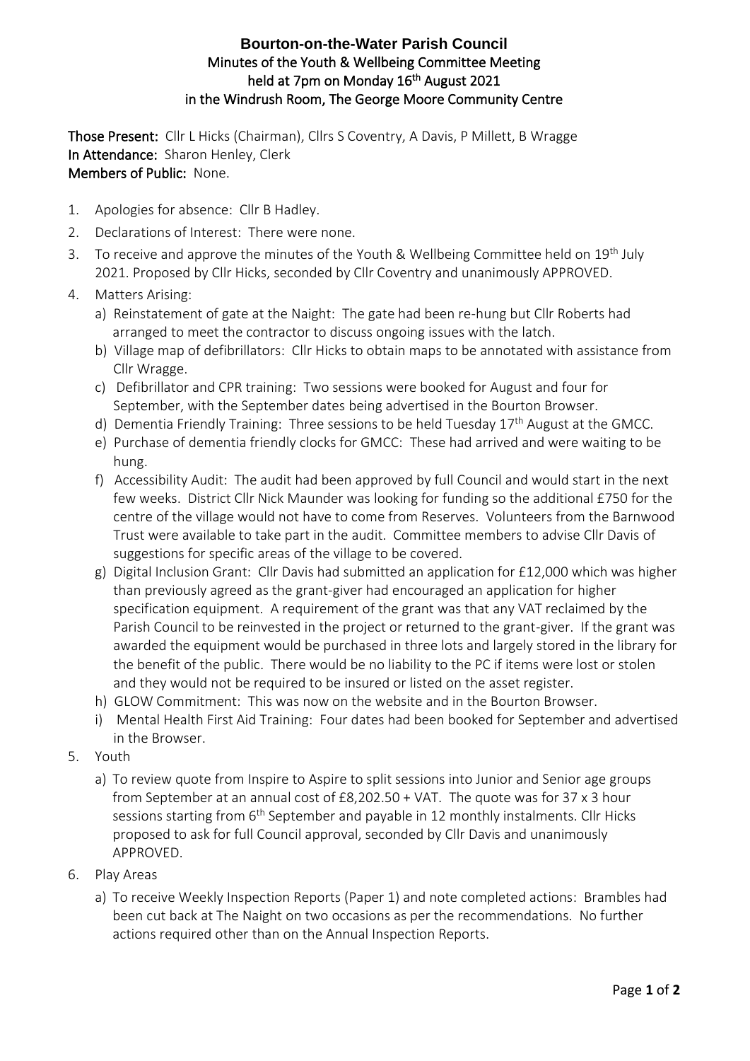# Bourton-on-the-Water Parish Council

## Minutes of the Youth & Wellbeing Committee Meeting held at 7pm on Monday 16th August 2021 in the Windrush Room, The George Moore Community Centre

**Those Present:** Cllr L Hicks (Chairman), Cllrs S Coventry, A Davis, P Millett, B Wragge
**In Attendance:** Sharon Henley, Clerk
**Members of Public:** None.

1. Apologies for absence: Cllr B Hadley.
2. Declarations of Interest: There were none.
3. To receive and approve the minutes of the Youth & Wellbeing Committee held on 19th July 2021. Proposed by Cllr Hicks, seconded by Cllr Coventry and unanimously APPROVED.
4. Matters Arising:
   a) Reinstatement of gate at the Naight: The gate had been re-hung but Cllr Roberts had arranged to meet the contractor to discuss ongoing issues with the latch.
   b) Village map of defibrillators: Cllr Hicks to obtain maps to be annotated with assistance from Cllr Wragge.
   c) Defibrillator and CPR training: Two sessions were booked for August and four for September, with the September dates being advertised in the Bourton Browser.
   d) Dementia Friendly Training: Three sessions to be held Tuesday 17th August at the GMCC.
   e) Purchase of dementia friendly clocks for GMCC: These had arrived and were waiting to be hung.
   f) Accessibility Audit: The audit had been approved by full Council and would start in the next few weeks. District Cllr Nick Maunder was looking for funding so the additional £750 for the centre of the village would not have to come from Reserves. Volunteers from the Barnwood Trust were available to take part in the audit. Committee members to advise Cllr Davis of suggestions for specific areas of the village to be covered.
   g) Digital Inclusion Grant: Cllr Davis had submitted an application for £12,000 which was higher than previously agreed as the grant-giver had encouraged an application for higher specification equipment. A requirement of the grant was that any VAT reclaimed by the Parish Council to be reinvested in the project or returned to the grant-giver. If the grant was awarded the equipment would be purchased in three lots and largely stored in the library for the benefit of the public. There would be no liability to the PC if items were lost or stolen and they would not be required to be insured or listed on the asset register.
   h) GLOW Commitment: This was now on the website and in the Bourton Browser.
   i) Mental Health First Aid Training: Four dates had been booked for September and advertised in the Browser.
5. Youth
   a) To review quote from Inspire to Aspire to split sessions into Junior and Senior age groups from September at an annual cost of £8,202.50 + VAT. The quote was for 37 x 3 hour sessions starting from 6th September and payable in 12 monthly instalments. Cllr Hicks proposed to ask for full Council approval, seconded by Cllr Davis and unanimously APPROVED.
6. Play Areas
   a) To receive Weekly Inspection Reports (Paper 1) and note completed actions: Brambles had been cut back at The Naight on two occasions as per the recommendations. No further actions required other than on the Annual Inspection Reports.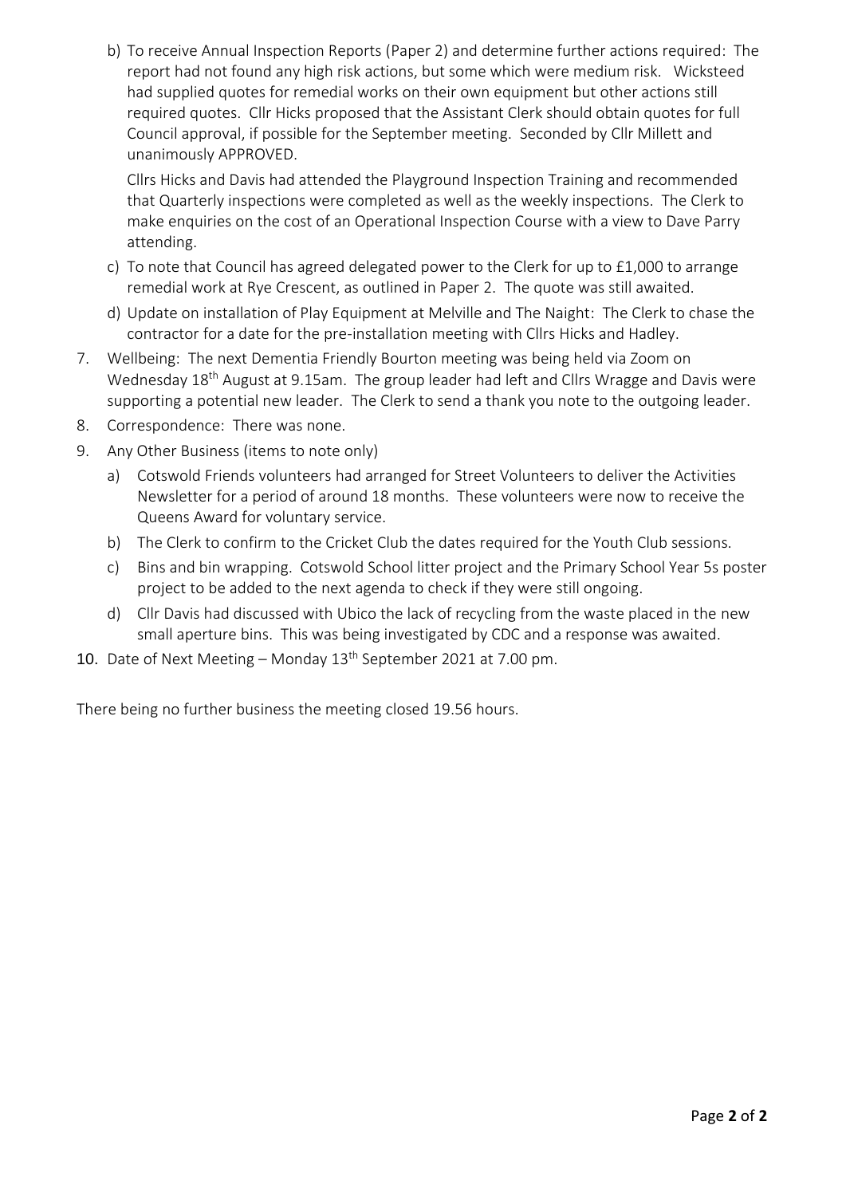b) To receive Annual Inspection Reports (Paper 2) and determine further actions required: The report had not found any high risk actions, but some which were medium risk. Wicksteed had supplied quotes for remedial works on their own equipment but other actions still required quotes. Cllr Hicks proposed that the Assistant Clerk should obtain quotes for full Council approval, if possible for the September meeting. Seconded by Cllr Millett and unanimously APPROVED.

   Cllrs Hicks and Davis had attended the Playground Inspection Training and recommended that Quarterly inspections were completed as well as the weekly inspections. The Clerk to make enquiries on the cost of an Operational Inspection Course with a view to Dave Parry attending.

c) To note that Council has agreed delegated power to the Clerk for up to £1,000 to arrange remedial work at Rye Crescent, as outlined in Paper 2. The quote was still awaited.

d) Update on installation of Play Equipment at Melville and The Naight: The Clerk to chase the contractor for a date for the pre-installation meeting with Cllrs Hicks and Hadley.

7. Wellbeing: The next Dementia Friendly Bourton meeting was being held via Zoom on Wednesday 18th August at 9.15am. The group leader had left and Cllrs Wragge and Davis were supporting a potential new leader. The Clerk to send a thank you note to the outgoing leader.

8. Correspondence: There was none.

9. Any Other Business (items to note only)

   a) Cotswold Friends volunteers had arranged for Street Volunteers to deliver the Activities Newsletter for a period of around 18 months. These volunteers were now to receive the Queens Award for voluntary service.

   b) The Clerk to confirm to the Cricket Club the dates required for the Youth Club sessions.

   c) Bins and bin wrapping. Cotswold School litter project and the Primary School Year 5s poster project to be added to the next agenda to check if they were still ongoing.

   d) Cllr Davis had discussed with Ubico the lack of recycling from the waste placed in the new small aperture bins. This was being investigated by CDC and a response was awaited.

10. Date of Next Meeting – Monday 13th September 2021 at 7.00 pm.

There being no further business the meeting closed 19.56 hours.